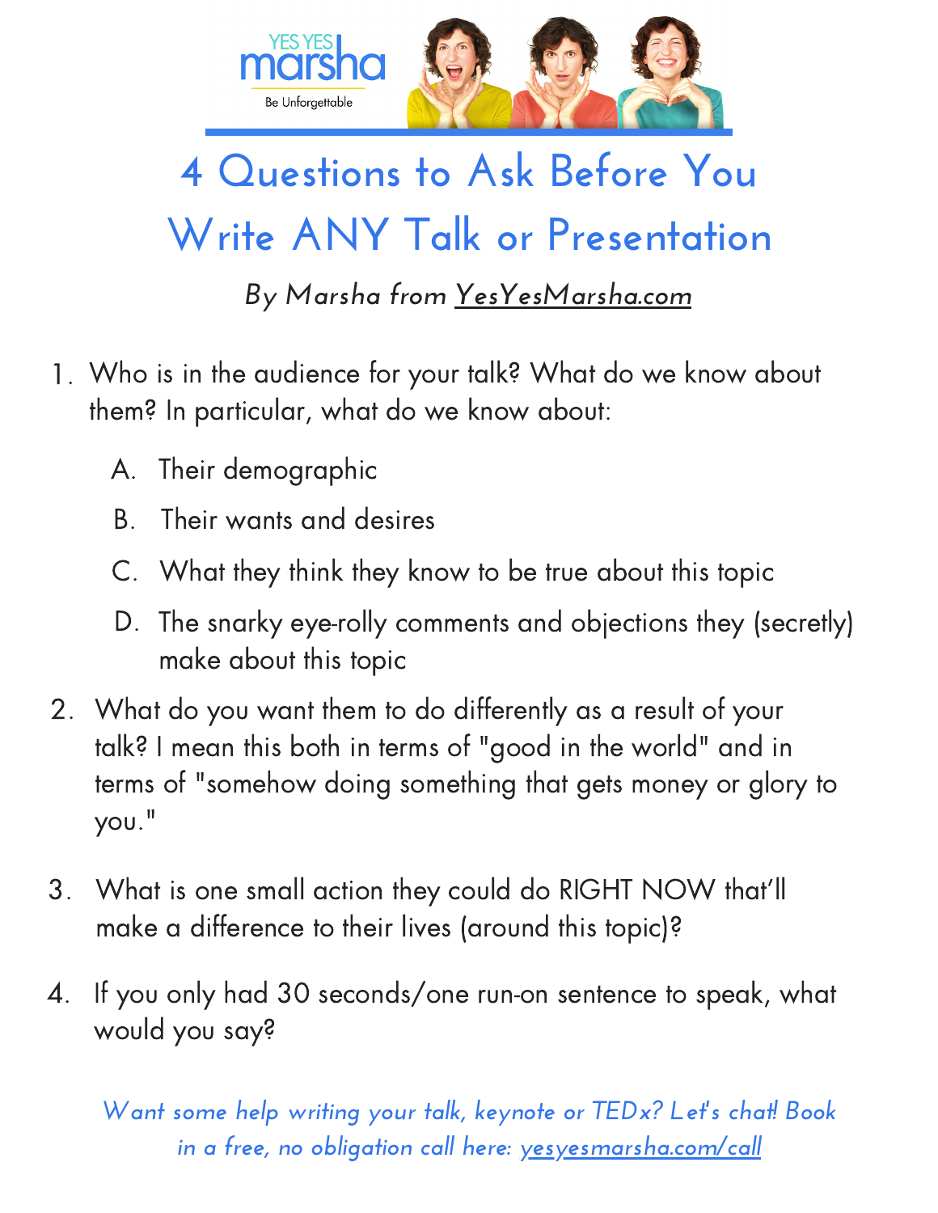YES YES marsha

Be Unforgettable

# 4 Questions to Ask Before You Write ANY Talk or Presentation

*By Marsha from YesYesMarsha.com*

1. Who is in the audience for your talk? What do we know about them? In particular, what do we know about:
   A. Their demographic
   B. Their wants and desires
   C. What they think they know to be true about this topic
   D. The snarky eye-rolly comments and objections they (secretly) make about this topic
2. What do you want them to do differently as a result of your talk? I mean this both in terms of "good in the world" and in terms of "somehow doing something that gets money or glory to you."
3. What is one small action they could do RIGHT NOW that'll make a difference to their lives (around this topic)?
4. If you only had 30 seconds/one run-on sentence to speak, what would you say?

*Want some help writing your talk, keynote or TEDx? Let's chat! Book in a free, no obligation call here: yesyesmarsha.com/call*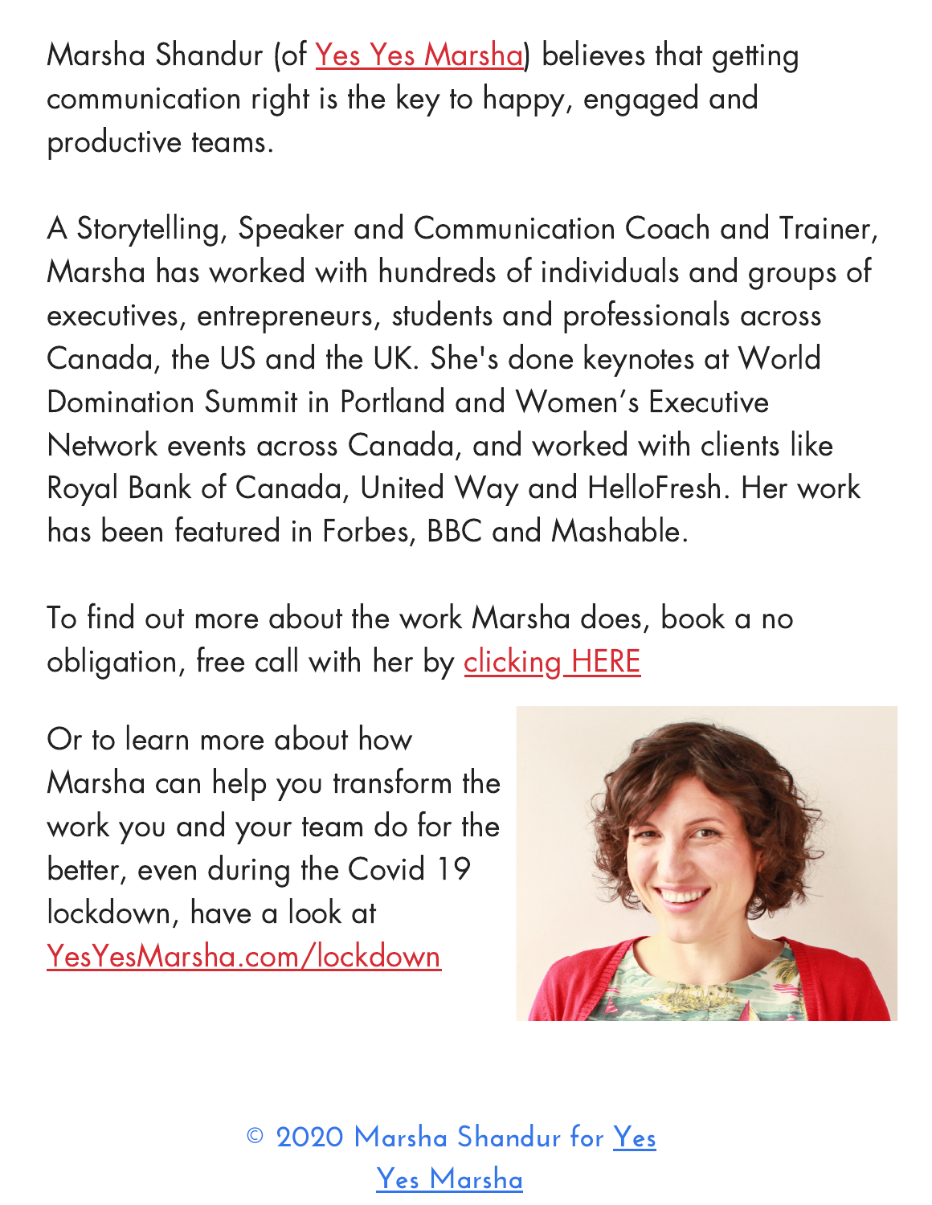Marsha Shandur (of Yes Yes Marsha) believes that getting communication right is the key to happy, engaged and productive teams.

A Storytelling, Speaker and Communication Coach and Trainer, Marsha has worked with hundreds of individuals and groups of executives, entrepreneurs, students and professionals across Canada, the US and the UK. She's done keynotes at World Domination Summit in Portland and Women's Executive Network events across Canada, and worked with clients like Royal Bank of Canada, United Way and HelloFresh. Her work has been featured in Forbes, BBC and Mashable.

To find out more about the work Marsha does, book a no obligation, free call with her by clicking HERE

Or to learn more about how Marsha can help you transform the work you and your team do for the better, even during the Covid 19 lockdown, have a look at YesYesMarsha.com/lockdown

© 2020 Marsha Shandur for Yes Yes Marsha